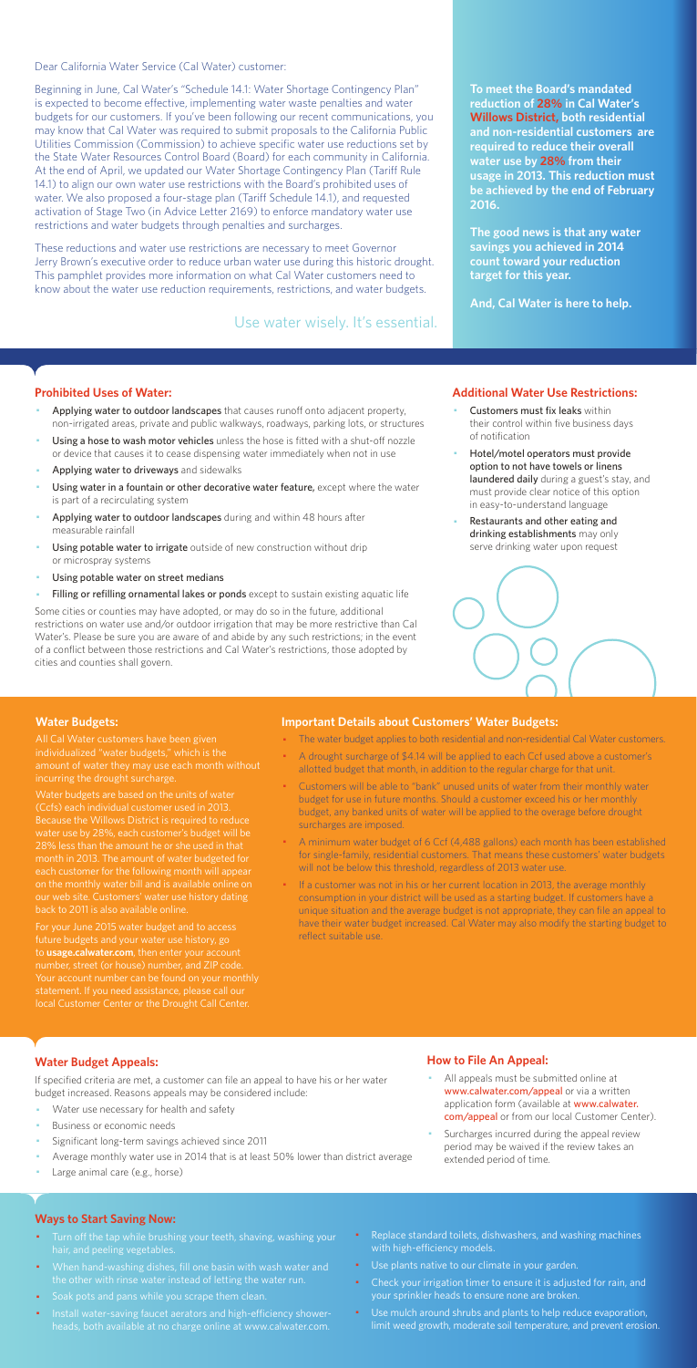Dear California Water Service (Cal Water) customer:

Beginning in June, Cal Water's "Schedule 14.1: Water Shortage Contingency Plan" is expected to become effective, implementing water waste penalties and water budgets for our customers. If you've been following our recent communications, you may know that Cal Water was required to submit proposals to the California Public Utilities Commission (Commission) to achieve specific water use reductions set by the State Water Resources Control Board (Board) for each community in California. At the end of April, we updated our Water Shortage Contingency Plan (Tariff Rule 14.1) to align our own water use restrictions with the Board's prohibited uses of water. We also proposed a four-stage plan (Tariff Schedule 14.1), and requested activation of Stage Two (in Advice Letter 2169) to enforce mandatory water use restrictions and water budgets through penalties and surcharges.

These reductions and water use restrictions are necessary to meet Governor Jerry Brown's executive order to reduce urban water use during this historic drought. This pamphlet provides more information on what Cal Water customers need to know about the water use reduction requirements, restrictions, and water budgets.

Use water wisely. It's essential.

**To meet the Board's mandated reduction of 28% in Cal Water's Willows District, both residential and non-residential customers are required to reduce their overall water use by 28% from their usage in 2013. This reduction must be achieved by the end of February 2016.**

**The good news is that any water savings you achieved in 2014 count toward your reduction target for this year.**

**And, Cal Water is here to help.**

## Prohibited Uses of Water:

- Applying water to outdoor landscapes that causes runoff onto adjacent property, non-irrigated areas, private and public walkways, roadways, parking lots, or structures
- Using a hose to wash motor vehicles unless the hose is fitted with a shut-off nozzle or device that causes it to cease dispensing water immediately when not in use
- Applying water to driveways and sidewalks
- Using water in a fountain or other decorative water feature, except where the water is part of a recirculating system
- Applying water to outdoor landscapes during and within 48 hours after measurable rainfall
- Using potable water to irrigate outside of new construction without drip or microspray systems
- Using potable water on street medians
- Filling or refilling ornamental lakes or ponds except to sustain existing aquatic life

Some cities or counties may have adopted, or may do so in the future, additional restrictions on water use and/or outdoor irrigation that may be more restrictive than Cal Water's. Please be sure you are aware of and abide by any such restrictions; in the event of a conflict between those restrictions and Cal Water's restrictions, those adopted by cities and counties shall govern.

## Additional Water Use Restrictions:

- Customers must fix leaks within their control within five business days of notification
- Hotel/motel operators must provide option to not have towels or linens laundered daily during a guest's stay, and must provide clear notice of this option in easy-to-understand language
- Restaurants and other eating and drinking establishments may only serve drinking water upon request

## Water Budgets:

All Cal Water customers have been given individualized "water budgets," which is the amount of water they may use each month without incurring the drought surcharge.

Water budgets are based on the units of water (Ccfs) each individual customer used in 2013. Because the Willows District is required to reduce water use by 28%, each customer's budget will be 28% less than the amount he or she used in that month in 2013. The amount of water budgeted for each customer for the following month will appear on the monthly water bill and is available online on our web site. Customers' water use history dating back to 2011 is also available online.

For your June 2015 water budget and to access future budgets and your water use history, go to **usage.calwater.com**, then enter your account number, street (or house) number, and ZIP code. Your account number can be found on your monthly statement. If you need assistance, please call our local Customer Center or the Drought Call Center.

## Important Details about Customers' Water Budgets:

- The water budget applies to both residential and non-residential Cal Water customers.
- A drought surcharge of $4.14 will be applied to each Ccf used above a customer's allotted budget that month, in addition to the regular charge for that unit.
- Customers will be able to "bank" unused units of water from their monthly water budget for use in future months. Should a customer exceed his or her monthly budget, any banked units of water will be applied to the overage before drought surcharges are imposed.
- A minimum water budget of 6 Ccf (4,488 gallons) each month has been established for single-family, residential customers. That means these customers' water budgets will not be below this threshold, regardless of 2013 water use.
- If a customer was not in his or her current location in 2013, the average monthly consumption in your district will be used as a starting budget. If customers have a unique situation and the average budget is not appropriate, they can file an appeal to have their water budget increased. Cal Water may also modify the starting budget to reflect suitable use.

## Water Budget Appeals:

If specified criteria are met, a customer can file an appeal to have his or her water budget increased. Reasons appeals may be considered include:

- Water use necessary for health and safety
- Business or economic needs
- Significant long-term savings achieved since 2011
- Average monthly water use in 2014 that is at least 50% lower than district average
- Large animal care (e.g., horse)

## How to File An Appeal:

- All appeals must be submitted online at www.calwater.com/appeal or via a written application form (available at www.calwater.com/appeal or from our local Customer Center).
- Surcharges incurred during the appeal review period may be waived if the review takes an extended period of time.

## Ways to Start Saving Now:

- Turn off the tap while brushing your teeth, shaving, washing your hair, and peeling vegetables.
- When hand-washing dishes, fill one basin with wash water and the other with rinse water instead of letting the water run.
- Soak pots and pans while you scrape them clean.
- Install water-saving faucet aerators and high-efficiency showerheads, both available at no charge online at www.calwater.com.
- Replace standard toilets, dishwashers, and washing machines with high-efficiency models.
- Use plants native to our climate in your garden.
- Check your irrigation timer to ensure it is adjusted for rain, and your sprinkler heads to ensure none are broken.
- Use mulch around shrubs and plants to help reduce evaporation, limit weed growth, moderate soil temperature, and prevent erosion.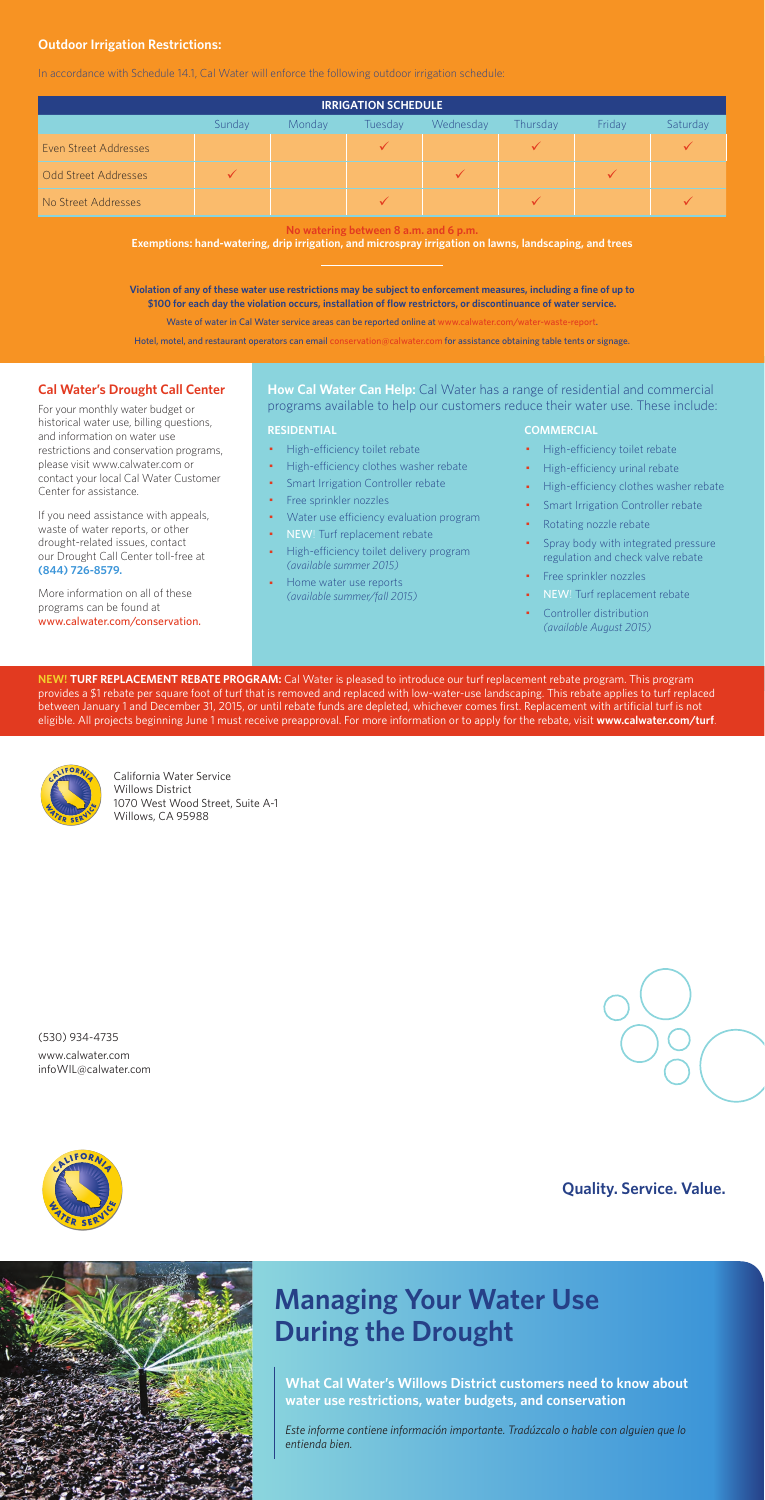**Outdoor Irrigation Restrictions:**

In accordance with Schedule 14.1, Cal Water will enforce the following outdoor irrigation schedule:

| IRRIGATION SCHEDULE | | | | | | | |
|---|---|---|---|---|---|---|---|
| | Sunday | Monday | Tuesday | Wednesday | Thursday | Friday | Saturday |
| Even Street Addresses | | | ✓ | | ✓ | | ✓ |
| Odd Street Addresses | ✓ | | | ✓ | | ✓ | |
| No Street Addresses | | | ✓ | | ✓ | | ✓ |

**No watering between 8 a.m. and 6 p.m.**

**Exemptions: hand-watering, drip irrigation, and microspray irrigation on lawns, landscaping, and trees**

**Violation of any of these water use restrictions may be subject to enforcement measures, including a fine of up to $100 for each day the violation occurs, installation of flow restrictors, or discontinuance of water service.**

Waste of water in Cal Water service areas can be reported online at www.calwater.com/water-waste-report.

Hotel, motel, and restaurant operators can email conservation@calwater.com for assistance obtaining table tents or signage.

### Cal Water's Drought Call Center

For your monthly water budget or historical water use, billing questions, and information on water use restrictions and conservation programs, please visit www.calwater.com or contact your local Cal Water Customer Center for assistance.

If you need assistance with appeals, waste of water reports, or other drought-related issues, contact our Drought Call Center toll-free at **(844) 726-8579.**

More information on all of these programs can be found at www.calwater.com/conservation.

**How Cal Water Can Help:** Cal Water has a range of residential and commercial programs available to help our customers reduce their water use. These include:

**RESIDENTIAL**

- High-efficiency toilet rebate
- High-efficiency clothes washer rebate
- Smart Irrigation Controller rebate
- Free sprinkler nozzles
- Water use efficiency evaluation program
- NEW! Turf replacement rebate
- High-efficiency toilet delivery program *(available summer 2015)*
- Home water use reports *(available summer/fall 2015)*

**COMMERCIAL**

- High-efficiency toilet rebate
- High-efficiency urinal rebate
- High-efficiency clothes washer rebate
- Smart Irrigation Controller rebate
- Rotating nozzle rebate
- Spray body with integrated pressure regulation and check valve rebate
- Free sprinkler nozzles
- NEW! Turf replacement rebate
- Controller distribution *(available August 2015)*

**NEW! TURF REPLACEMENT REBATE PROGRAM:** Cal Water is pleased to introduce our turf replacement rebate program. This program provides a $1 rebate per square foot of turf that is removed and replaced with low-water-use landscaping. This rebate applies to turf replaced between January 1 and December 31, 2015, or until rebate funds are depleted, whichever comes first. Replacement with artificial turf is not eligible. All projects beginning June 1 must receive preapproval. For more information or to apply for the rebate, visit **www.calwater.com/turf**.

California Water Service
Willows District
1070 West Wood Street, Suite A-1
Willows, CA 95988

(530) 934-4735
www.calwater.com
infoWIL@calwater.com

**Quality. Service. Value.**

# Managing Your Water Use During the Drought

**What Cal Water's Willows District customers need to know about water use restrictions, water budgets, and conservation**

*Este informe contiene información importante. Tradúzcalo o hable con alguien que lo entienda bien.*